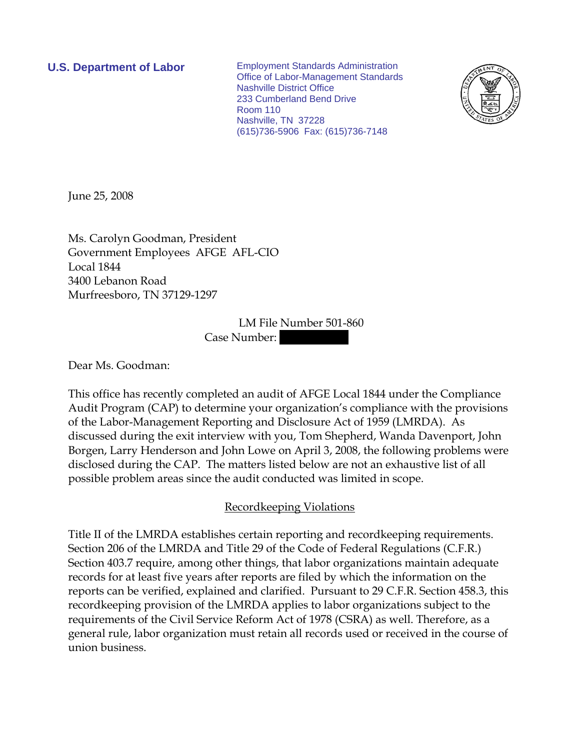**U.S. Department of Labor**

Employment Standards Administration
Office of Labor-Management Standards
Nashville District Office
233 Cumberland Bend Drive
Room 110
Nashville, TN 37228
(615)736-5906 Fax: (615)736-7148

June 25, 2008

Ms. Carolyn Goodman, President
Government Employees AFGE AFL-CIO
Local 1844
3400 Lebanon Road
Murfreesboro, TN 37129-1297

LM File Number 501-860
Case Number: [redacted]

Dear Ms. Goodman:

This office has recently completed an audit of AFGE Local 1844 under the Compliance Audit Program (CAP) to determine your organization's compliance with the provisions of the Labor-Management Reporting and Disclosure Act of 1959 (LMRDA). As discussed during the exit interview with you, Tom Shepherd, Wanda Davenport, John Borgen, Larry Henderson and John Lowe on April 3, 2008, the following problems were disclosed during the CAP. The matters listed below are not an exhaustive list of all possible problem areas since the audit conducted was limited in scope.

## Recordkeeping Violations

Title II of the LMRDA establishes certain reporting and recordkeeping requirements. Section 206 of the LMRDA and Title 29 of the Code of Federal Regulations (C.F.R.) Section 403.7 require, among other things, that labor organizations maintain adequate records for at least five years after reports are filed by which the information on the reports can be verified, explained and clarified. Pursuant to 29 C.F.R. Section 458.3, this recordkeeping provision of the LMRDA applies to labor organizations subject to the requirements of the Civil Service Reform Act of 1978 (CSRA) as well. Therefore, as a general rule, labor organization must retain all records used or received in the course of union business.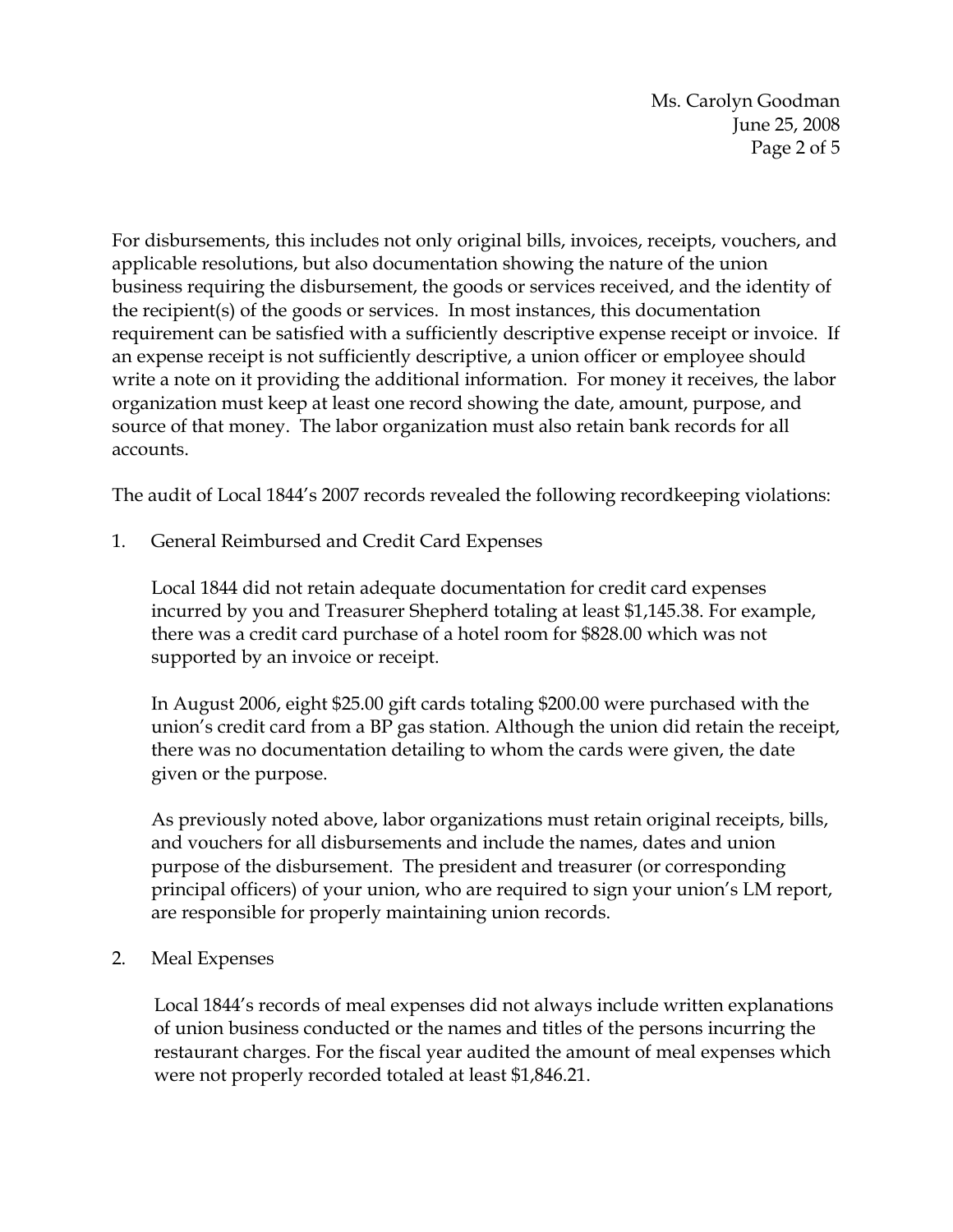For disbursements, this includes not only original bills, invoices, receipts, vouchers, and applicable resolutions, but also documentation showing the nature of the union business requiring the disbursement, the goods or services received, and the identity of the recipient(s) of the goods or services. In most instances, this documentation requirement can be satisfied with a sufficiently descriptive expense receipt or invoice. If an expense receipt is not sufficiently descriptive, a union officer or employee should write a note on it providing the additional information. For money it receives, the labor organization must keep at least one record showing the date, amount, purpose, and source of that money. The labor organization must also retain bank records for all accounts.

The audit of Local 1844's 2007 records revealed the following recordkeeping violations:

1. General Reimbursed and Credit Card Expenses

   Local 1844 did not retain adequate documentation for credit card expenses incurred by you and Treasurer Shepherd totaling at least $1,145.38. For example, there was a credit card purchase of a hotel room for $828.00 which was not supported by an invoice or receipt.

   In August 2006, eight $25.00 gift cards totaling $200.00 were purchased with the union's credit card from a BP gas station. Although the union did retain the receipt, there was no documentation detailing to whom the cards were given, the date given or the purpose.

   As previously noted above, labor organizations must retain original receipts, bills, and vouchers for all disbursements and include the names, dates and union purpose of the disbursement. The president and treasurer (or corresponding principal officers) of your union, who are required to sign your union's LM report, are responsible for properly maintaining union records.

2. Meal Expenses

   Local 1844's records of meal expenses did not always include written explanations of union business conducted or the names and titles of the persons incurring the restaurant charges. For the fiscal year audited the amount of meal expenses which were not properly recorded totaled at least $1,846.21.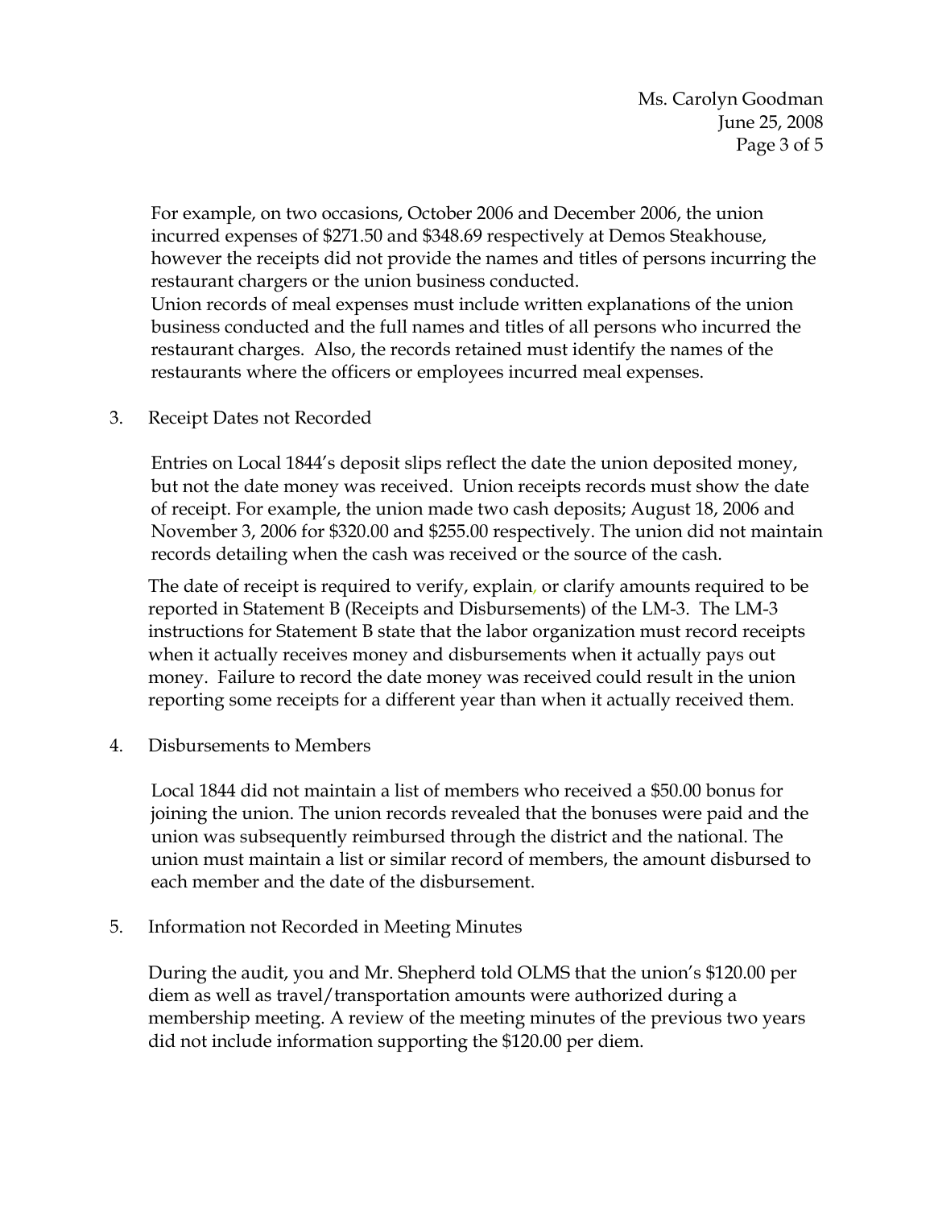For example, on two occasions, October 2006 and December 2006, the union incurred expenses of $271.50 and $348.69 respectively at Demos Steakhouse, however the receipts did not provide the names and titles of persons incurring the restaurant chargers or the union business conducted.
Union records of meal expenses must include written explanations of the union business conducted and the full names and titles of all persons who incurred the restaurant charges. Also, the records retained must identify the names of the restaurants where the officers or employees incurred meal expenses.

3. Receipt Dates not Recorded

   Entries on Local 1844's deposit slips reflect the date the union deposited money, but not the date money was received. Union receipts records must show the date of receipt. For example, the union made two cash deposits; August 18, 2006 and November 3, 2006 for $320.00 and $255.00 respectively. The union did not maintain records detailing when the cash was received or the source of the cash.

   The date of receipt is required to verify, explain, or clarify amounts required to be reported in Statement B (Receipts and Disbursements) of the LM-3. The LM-3 instructions for Statement B state that the labor organization must record receipts when it actually receives money and disbursements when it actually pays out money. Failure to record the date money was received could result in the union reporting some receipts for a different year than when it actually received them.

4. Disbursements to Members

   Local 1844 did not maintain a list of members who received a $50.00 bonus for joining the union. The union records revealed that the bonuses were paid and the union was subsequently reimbursed through the district and the national. The union must maintain a list or similar record of members, the amount disbursed to each member and the date of the disbursement.

5. Information not Recorded in Meeting Minutes

   During the audit, you and Mr. Shepherd told OLMS that the union's $120.00 per diem as well as travel/transportation amounts were authorized during a membership meeting. A review of the meeting minutes of the previous two years did not include information supporting the $120.00 per diem.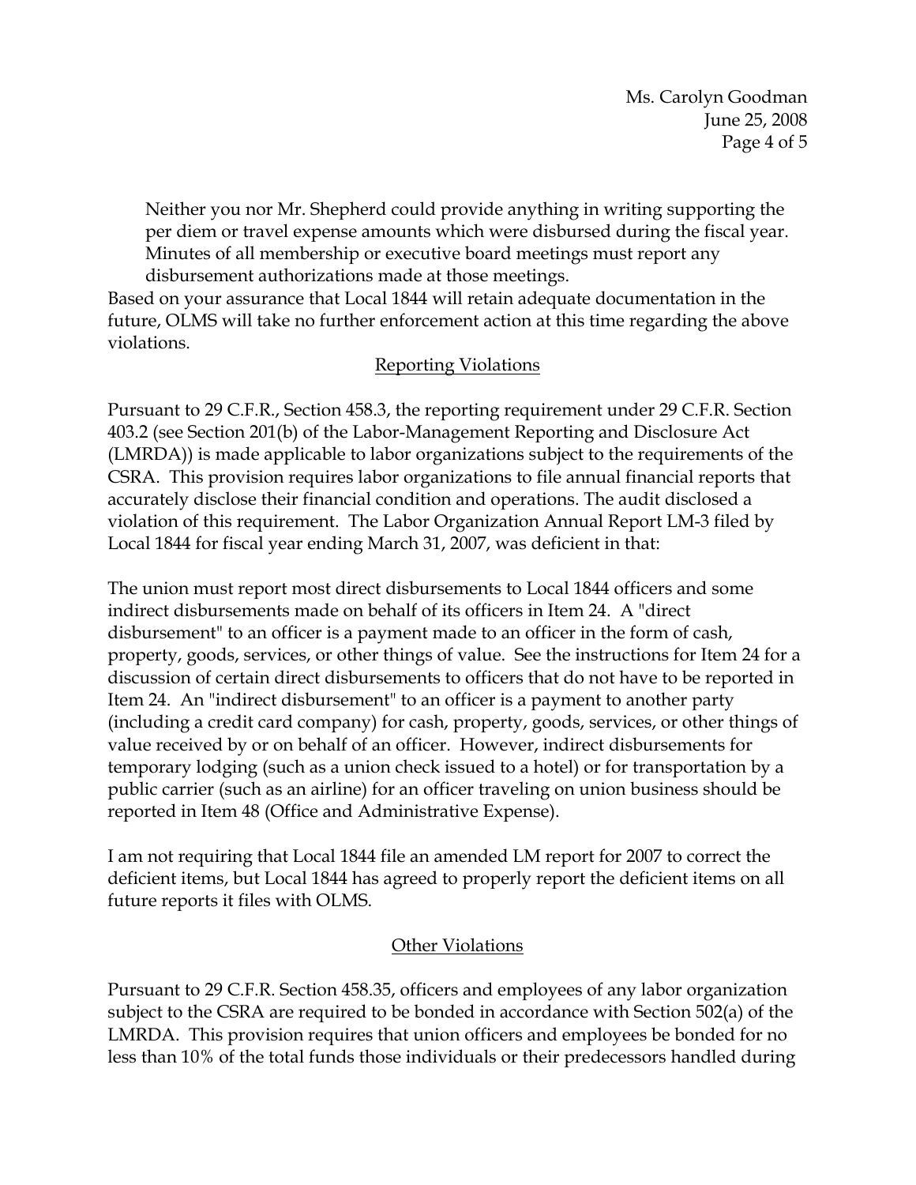Neither you nor Mr. Shepherd could provide anything in writing supporting the per diem or travel expense amounts which were disbursed during the fiscal year. Minutes of all membership or executive board meetings must report any disbursement authorizations made at those meetings.

Based on your assurance that Local 1844 will retain adequate documentation in the future, OLMS will take no further enforcement action at this time regarding the above violations.

## Reporting Violations

Pursuant to 29 C.F.R., Section 458.3, the reporting requirement under 29 C.F.R. Section 403.2 (see Section 201(b) of the Labor-Management Reporting and Disclosure Act (LMRDA)) is made applicable to labor organizations subject to the requirements of the CSRA. This provision requires labor organizations to file annual financial reports that accurately disclose their financial condition and operations. The audit disclosed a violation of this requirement. The Labor Organization Annual Report LM-3 filed by Local 1844 for fiscal year ending March 31, 2007, was deficient in that:

The union must report most direct disbursements to Local 1844 officers and some indirect disbursements made on behalf of its officers in Item 24. A "direct disbursement" to an officer is a payment made to an officer in the form of cash, property, goods, services, or other things of value. See the instructions for Item 24 for a discussion of certain direct disbursements to officers that do not have to be reported in Item 24. An "indirect disbursement" to an officer is a payment to another party (including a credit card company) for cash, property, goods, services, or other things of value received by or on behalf of an officer. However, indirect disbursements for temporary lodging (such as a union check issued to a hotel) or for transportation by a public carrier (such as an airline) for an officer traveling on union business should be reported in Item 48 (Office and Administrative Expense).

I am not requiring that Local 1844 file an amended LM report for 2007 to correct the deficient items, but Local 1844 has agreed to properly report the deficient items on all future reports it files with OLMS.

## Other Violations

Pursuant to 29 C.F.R. Section 458.35, officers and employees of any labor organization subject to the CSRA are required to be bonded in accordance with Section 502(a) of the LMRDA. This provision requires that union officers and employees be bonded for no less than 10% of the total funds those individuals or their predecessors handled during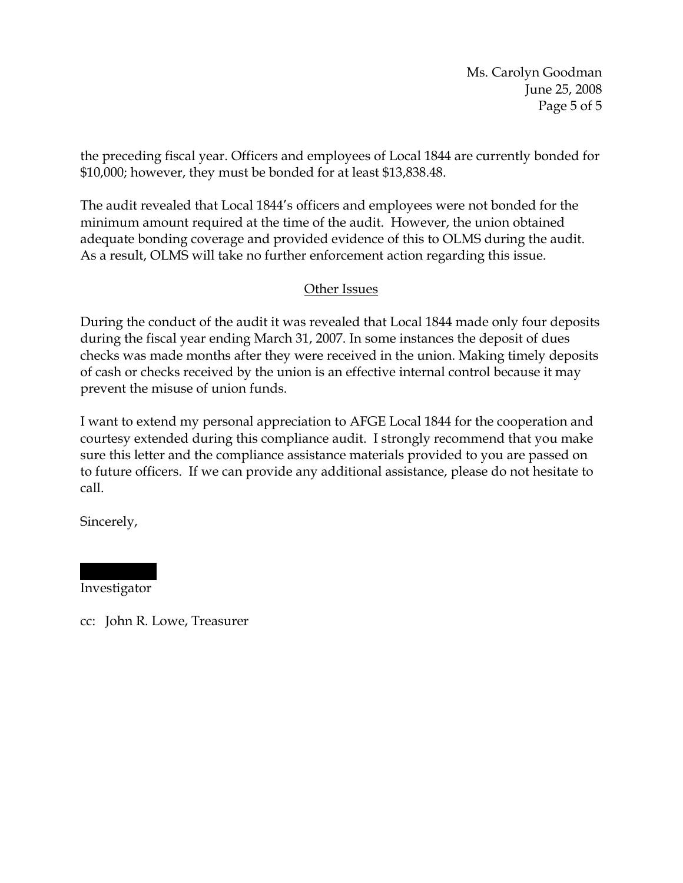the preceding fiscal year. Officers and employees of Local 1844 are currently bonded for $10,000; however, they must be bonded for at least $13,838.48.

The audit revealed that Local 1844's officers and employees were not bonded for the minimum amount required at the time of the audit. However, the union obtained adequate bonding coverage and provided evidence of this to OLMS during the audit. As a result, OLMS will take no further enforcement action regarding this issue.

## Other Issues

During the conduct of the audit it was revealed that Local 1844 made only four deposits during the fiscal year ending March 31, 2007. In some instances the deposit of dues checks was made months after they were received in the union. Making timely deposits of cash or checks received by the union is an effective internal control because it may prevent the misuse of union funds.

I want to extend my personal appreciation to AFGE Local 1844 for the cooperation and courtesy extended during this compliance audit. I strongly recommend that you make sure this letter and the compliance assistance materials provided to you are passed on to future officers. If we can provide any additional assistance, please do not hesitate to call.

Sincerely,

Investigator

cc: John R. Lowe, Treasurer